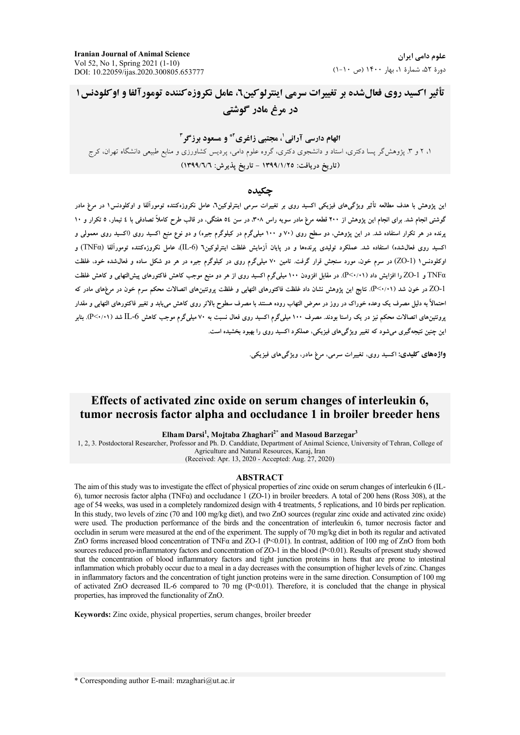# تأثیر اکسید روی فعال‌شده بر تغییرات سرمی اینترلوکین۶، عامل نکروزه‌کننده تومورآلفا و اوکلودنس۱ در مرغ مادر گوشتی

**الهام دارسی آرانی[1]، مجتبی زاغری[2*] و مسعود برزگر[3]**

۱، ۲ و ۳. پژوهشگر پسا دکتری، استاد و دانشجوی دکتری، گروه علوم دامی، پردیس کشاورزی و منابع طبیعی دانشگاه تهران، کرج

(تاریخ دریافت: ۱۳۹۹/۱/۲۵ - تاریخ پذیرش: ۱۳۹۹/۶/۶)

## چکیده

این پژوهش با هدف مطالعه تأثیر ویژگی‌های فیزیکی اکسید روی بر تغییرات سرمی اینترلوکین۶، عامل نکروزه‌کننده تومورآلفا و اوکلودنس۱ در مرغ مادر گوشتی انجام شد. برای انجام این پژوهش از ۲۰۰ قطعه مرغ مادر سویه راس ۳۰۸، در سن ۵۴ هفتگی، در قالب طرح کاملاً تصادفی با ۴ تیمار، ۵ تکرار و ۱۰ پرنده در هر تکرار استفاده شد. در این پژوهش، دو سطح روی (۷۰ و ۱۰۰ میلی‌گرم در کیلوگرم جیره) و دو نوع منبع اکسید روی (اکسید روی معمولی و اکسید روی فعال‌شده) استفاده شد. عملکرد تولیدی پرنده‌ها و در پایان آزمایش غلظت اینترلوکین۶ (IL-6)، عامل نکروزه‌کننده تومورآلفا (TNFα) و اوکلودنس۱ (ZO-1) در سرم خون، مورد سنجش قرار گرفت. تامین ۷۰ میلی‌گرم روی در کیلوگرم جیره در هر دو شکل ساده و فعال‌شده خود، غلظت TNFα و ZO-1 را افزایش داد ($P<0.01$). در مقابل افزودن ۱۰۰ میلی‌گرم اکسید روی از هر دو منبع موجب کاهش فاکتورهای پیش‌التهابی و کاهش غلظت ZO-1 در خون شد ($P<0.01$). نتایج این پژوهش نشان داد غلظت فاکتورهای التهابی و غلظت پروتئین‌های اتصالات محکم سرم خون در مرغ‌های مادر که احتمالاً به دلیل مصرف یک وعده خوراک در روز در معرض التهاب روده هستند با مصرف سطوح بالاتر روی کاهش می‌یابد و تغییر فاکتورهای التهابی و مقدار پروتئین‌های اتصالات محکم نیز در یک راستا بودند. مصرف ۱۰۰ میلی‌گرم اکسید روی فعال نسبت به ۷۰ میلی‌گرم موجب کاهش IL-6 شد ($P<0.01$). بنابر این چنین نتیجه‌گیری می‌شود که تغییر ویژگی‌های فیزیکی، عملکرد اکسید روی را بهبود بخشیده است.

**واژه‌های کلیدی:** اکسید روی، تغییرات سرمی، مرغ مادر، ویژگی‌های فیزیکی.

# Effects of activated zinc oxide on serum changes of interleukin 6, tumor necrosis factor alpha and occludance 1 in broiler breeder hens

**Elham Darsi[1], Mojtaba Zhaghari[2*] and Masoud Barzegar[3]**

1, 2, 3. Postdoctoral Researcher, Professor and Ph. D. Canddiate, Department of Animal Science, University of Tehran, College of Agriculture and Natural Resources, Karaj, Iran

(Received: Apr. 13, 2020 - Accepted: Aug. 27, 2020)

## ABSTRACT

The aim of this study was to investigate the effect of physical properties of zinc oxide on serum changes of interleukin 6 (IL-6), tumor necrosis factor alpha (TNFα) and occludance 1 (ZO-1) in broiler breeders. A total of 200 hens (Ross 308), at the age of 54 weeks, was used in a completely randomized design with 4 treatments, 5 replications, and 10 birds per replication. In this study, two levels of zinc (70 and 100 mg/kg diet), and two ZnO sources (regular zinc oxide and activated zinc oxide) were used. The production performance of the birds and the concentration of interleukin 6, tumor necrosis factor and occludin in serum were measured at the end of the experiment. The supply of 70 mg/kg diet in both its regular and activated ZnO forms increased blood concentration of TNFα and ZO-1 ($P<0.01$). In contrast, addition of 100 mg of ZnO from both sources reduced pro-inflammatory factors and concentration of ZO-1 in the blood ($P<0.01$). Results of present study showed that the concentration of blood inflammatory factors and tight junction proteins in hens that are prone to intestinal inflammation which probably occur due to a meal in a day decreases with the consumption of higher levels of zinc. Changes in inflammatory factors and the concentration of tight junction proteins were in the same direction. Consumption of 100 mg of activated ZnO decreased IL-6 compared to 70 mg ($P<0.01$). Therefore, it is concluded that the change in physical properties, has improved the functionality of ZnO.

**Keywords:** Zinc oxide, physical properties, serum changes, broiler breeder

* Corresponding author E-mail: mzaghari@ut.ac.ir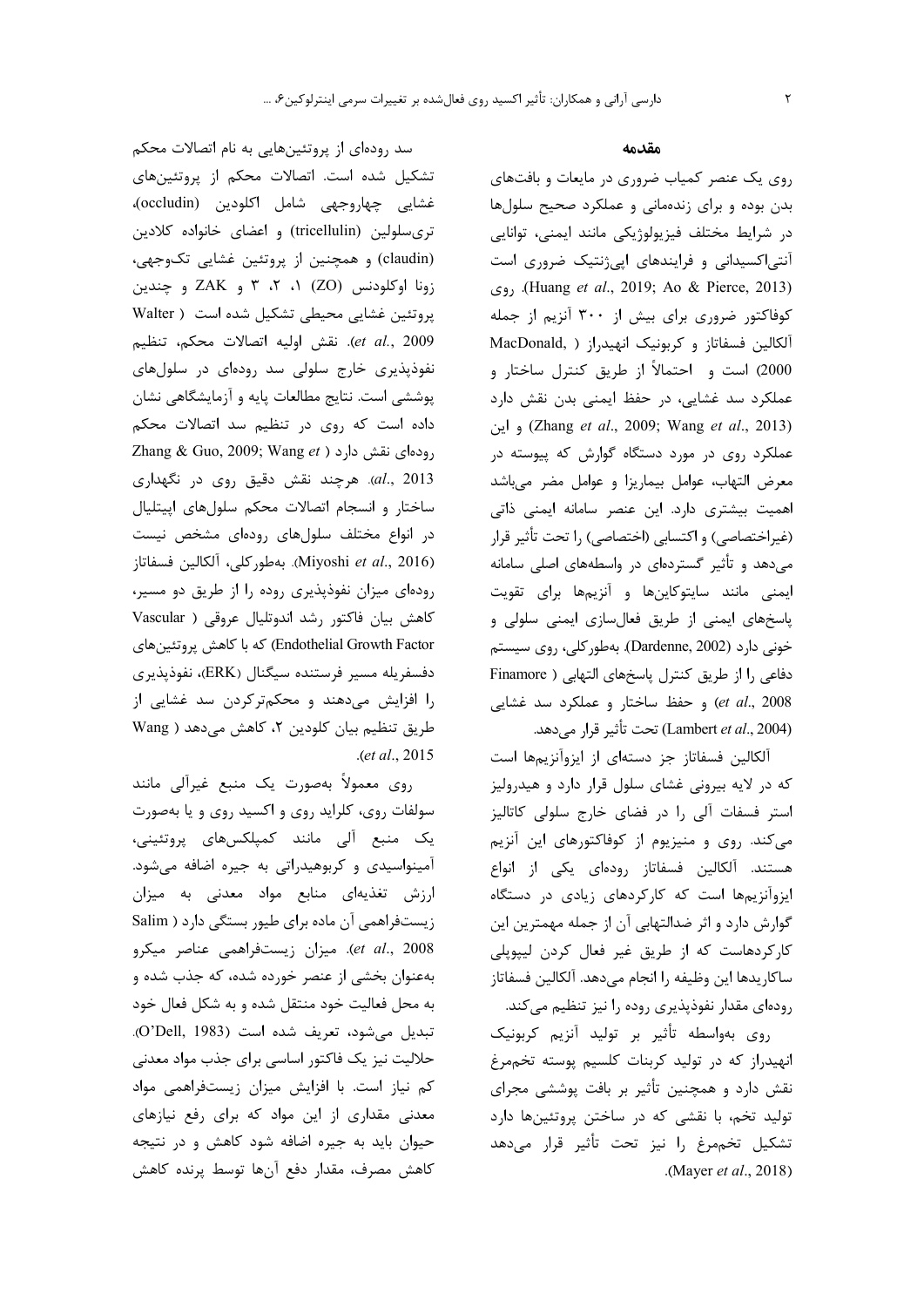## مقدمه

روی یک عنصر کمیاب ضروری در مایعات و بافت‌های بدن بوده و برای زنده‌مانی و عملکرد صحیح سلول‌ها در شرایط مختلف فیزیولوژیکی مانند ایمنی، توانایی آنتی‌اکسیدانی و فرایندهای اپی‌ژنتیک ضروری است (Huang *et al*., 2019; Ao & Pierce, 2013). روی کوفاکتور ضروری برای بیش از ۳۰۰ آنزیم از جمله آلکالین فسفاتاز و کربونیک انهیدراز (MacDonald, 2000) است و احتمالاً از طریق کنترل ساختار و عملکرد سد غشایی، در حفظ ایمنی بدن نقش دارد (Zhang *et al*., 2009; Wang *et al*., 2013) و این عملکرد روی در مورد دستگاه گوارش که پیوسته در معرض التهاب، عوامل بیماریزا و عوامل مضر می‌باشد اهمیت بیشتری دارد. این عنصر سامانه ایمنی ذاتی (غیراختصاصی) و اکتسابی (اختصاصی) را تحت تأثیر قرار می‌دهد و تأثیر گسترده‌ای در واسطه‌های اصلی سامانه ایمنی مانند سایتوکاین‌ها و آنزیم‌ها برای تقویت پاسخ‌های ایمنی از طریق فعال‌سازی ایمنی سلولی و خونی دارد (Dardenne, 2002). به‌طورکلی، روی سیستم دفاعی را از طریق کنترل پاسخ‌های التهابی (Finamore *et al*., 2008) و حفظ ساختار و عملکرد سد غشایی (Lambert *et al*., 2004) تحت تأثیر قرار می‌دهد.

آلکالین فسفاتاز جز دسته‌ای از ایزوآنزیم‌ها است که در لایه بیرونی غشای سلول قرار دارد و هیدرولیز استر فسفات آلی را در فضای خارج سلولی کاتالیز می‌کند. روی و منیزیوم از کوفاکتورهای این آنزیم هستند. آلکالین فسفاتاز روده‌ای یکی از انواع ایزوآنزیم‌ها است که کارکردهای زیادی در دستگاه گوارش دارد و اثر ضدالتهابی آن از جمله مهمترین این کارکردهاست که از طریق غیر فعال کردن لیپوپلی ساکاریدها این وظیفه را انجام می‌دهد. آلکالین فسفاتاز روده‌ای مقدار نفوذپذیری روده را نیز تنظیم می‌کند.

روی به‌واسطه تأثیر بر تولید آنزیم کربونیک انهیدراز که در تولید کربنات کلسیم پوسته تخم‌مرغ نقش دارد و همچنین تأثیر بر بافت پوششی مجرای تولید تخم، با نقشی که در ساختن پروتئین‌ها دارد تشکیل تخم‌مرغ را نیز تحت تأثیر قرار می‌دهد (Mayer *et al*., 2018).

سد روده‌ای از پروتئین‌هایی به نام اتصالات محکم تشکیل شده است. اتصالات محکم از پروتئین‌های غشایی چهاروجهی شامل اکلودین (occludin)، تری‌سلولین (tricellulin) و اعضای خانواده کلادین (claudin) و همچنین از پروتئین غشایی تک‌وجهی، زونا اوکلودنس (ZO) ۱، ۲، ۳ و ZAK و چندین پروتئین غشایی محیطی تشکیل شده است (Walter *et al*., 2009). نقش اولیه اتصالات محکم، تنظیم نفوذپذیری خارج سلولی سد روده‌ای در سلول‌های پوششی است. نتایج مطالعات پایه و آزمایشگاهی نشان داده است که روی در تنظیم سد اتصالات محکم روده‌ای نقش دارد (Zhang & Guo, 2009; Wang *et al*., 2013). هرچند نقش دقیق روی در نگهداری ساختار و انسجام اتصالات محکم سلول‌های اپیتلیال در انواع مختلف سلول‌های روده‌ای مشخص نیست (Miyoshi *et al*., 2016). به‌طورکلی، آلکالین فسفاتاز روده‌ای میزان نفوذپذیری روده را از طریق دو مسیر، کاهش بیان فاکتور رشد اندوتلیال عروقی (Vascular Endothelial Growth Factor) که با کاهش پروتئین‌های دفسفریله مسیر فرستنده سیگنال (ERK)، نفوذپذیری را افزایش می‌دهند و محکم‌ترکردن سد غشایی از طریق تنظیم بیان کلودین ۲، کاهش می‌دهد (Wang *et al*., 2015).

روی معمولاً به‌صورت یک منبع غیرآلی مانند سولفات روی، کلراید روی و اکسید روی و یا به‌صورت یک منبع آلی مانند کمپلکس‌های پروتئینی، آمینواسیدی و کربوهیدراتی به جیره اضافه می‌شود. ارزش تغذیه‌ای منابع مواد معدنی به میزان زیست‌فراهمی آن ماده برای طیور بستگی دارد (Salim *et al*., 2008). میزان زیست‌فراهمی عناصر میکرو به‌عنوان بخشی از عنصر خورده شده، که جذب شده و به محل فعالیت خود منتقل شده و به شکل فعال خود تبدیل می‌شود، تعریف شده است (O'Dell, 1983). حلالیت نیز یک فاکتور اساسی برای جذب مواد معدنی کم نیاز است. با افزایش میزان زیست‌فراهمی مواد معدنی مقداری از این مواد که برای رفع نیازهای حیوان باید به جیره اضافه شود کاهش و در نتیجه کاهش مصرف، مقدار دفع آن‌ها توسط پرنده کاهش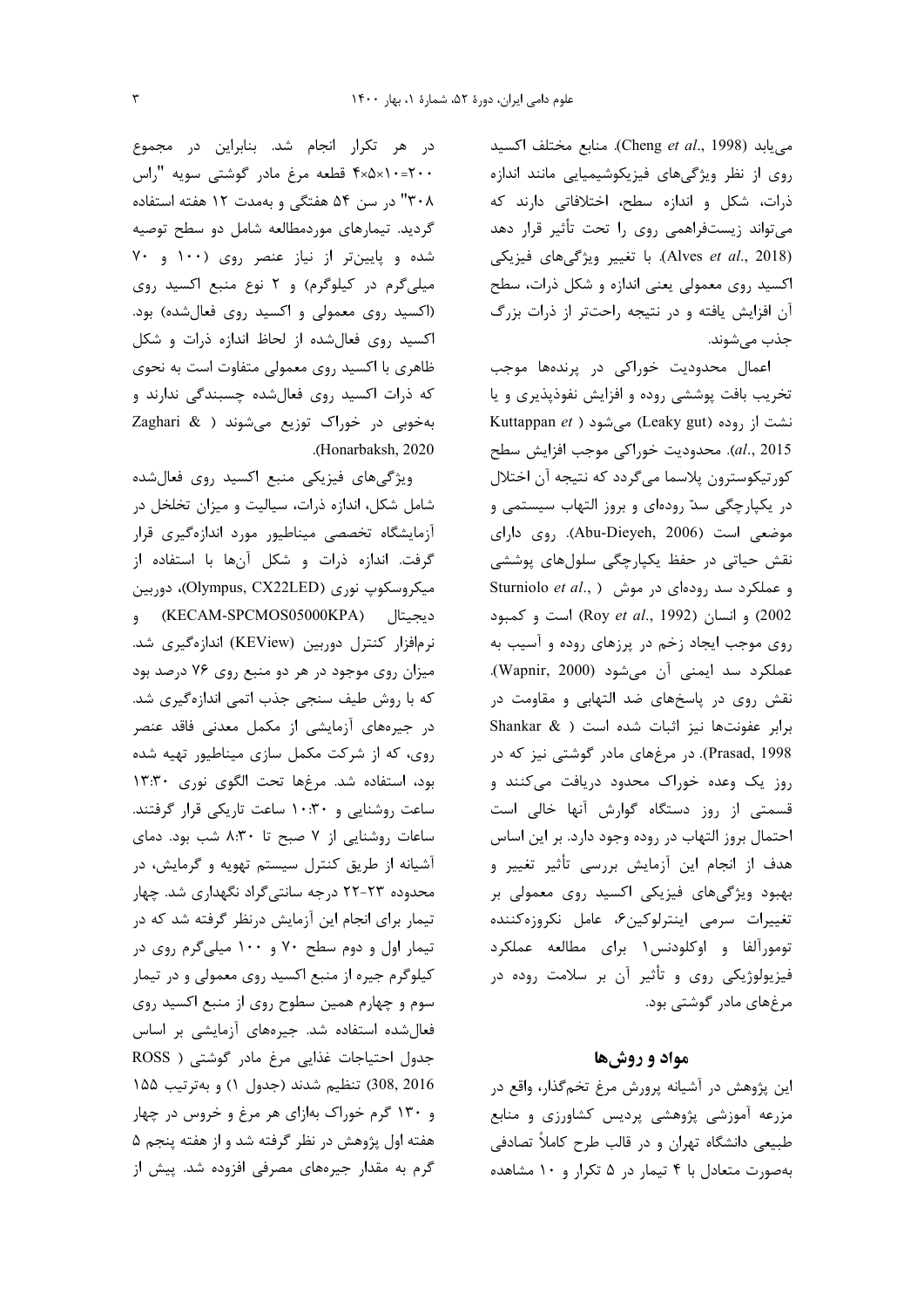می‌یابد (Cheng *et al*., 1998). منابع مختلف اکسید روی از نظر ویژگی‌های فیزیکوشیمیایی مانند اندازه ذرات، شکل و اندازه سطح، اختلافاتی دارند که می‌تواند زیست‌فراهمی روی را تحت تأثیر قرار دهد (Alves *et al*., 2018). با تغییر ویژگی‌های فیزیکی اکسید روی معمولی یعنی اندازه و شکل ذرات، سطح آن افزایش یافته و در نتیجه راحت‌تر از ذرات بزرگ جذب می‌شوند.

اعمال محدودیت خوراکی در پرنده‌ها موجب تخریب بافت پوششی روده و افزایش نفوذپذیری و یا نشت از روده (Leaky gut) می‌شود (Kuttappan *et al*., 2015). محدودیت خوراکی موجب افزایش سطح کورتیکوسترون پلاسما می‌گردد که نتیجه آن اختلال در یکپارچگی سدّ روده‌ای و بروز التهاب سیستمی و موضعی است (Abu-Dieyeh, 2006). روی دارای نقش حیاتی در حفظ یکپارچگی سلول‌های پوششی و عملکرد سد روده‌ای در موش (Sturniolo *et al*., 2002) و انسان (Roy *et al*., 1992) است و کمبود روی موجب ایجاد زخم در پرزهای روده و آسیب به عملکرد سد ایمنی آن می‌شود (Wapnir, 2000). نقش روی در پاسخ‌های ضد التهابی و مقاومت در برابر عفونت‌ها نیز اثبات شده است (Shankar & Prasad, 1998). در مرغ‌های مادر گوشتی نیز که در روز یک وعده خوراک محدود دریافت می‌کنند و قسمتی از روز دستگاه گوارش آنها خالی است احتمال بروز التهاب در روده وجود دارد. بر این اساس هدف از انجام این آزمایش بررسی تأثیر تغییر و بهبود ویژگی‌های فیزیکی اکسید روی معمولی بر تغییرات سرمی اینترلوکین۶، عامل نکروزه‌کننده توموراًلفا و اوکلودنس۱ برای مطالعه عملکرد فیزیولوژیکی روی و تأثیر آن بر سلامت روده در مرغ‌های مادر گوشتی بود.

## مواد و روش‌ها

این پژوهش در آشیانه پرورش مرغ تخم‌گذار، واقع در مزرعه آموزشی پژوهشی پردیس کشاورزی و منابع طبیعی دانشگاه تهران و در قالب طرح کاملاً تصادفی به‌صورت متعادل با ۴ تیمار در ۵ تکرار و ۱۰ مشاهده در هر تکرار انجام شد. بنابراین در مجموع ۲۰۰=۱۰×۵×۴ قطعه مرغ مادر گوشتی سویه "راس ۳۰۸" در سن ۵۴ هفتگی و به‌مدت ۱۲ هفته استفاده گردید. تیمارهای موردمطالعه شامل دو سطح توصیه شده و پایین‌تر از نیاز عنصر روی (۱۰۰ و ۷۰ میلی‌گرم در کیلوگرم) و ۲ نوع منبع اکسید روی (اکسید روی معمولی و اکسید روی فعال‌شده) بود. اکسید روی فعال‌شده از لحاظ اندازه ذرات و شکل ظاهری با اکسید روی معمولی متفاوت است به نحوی که ذرات اکسید روی فعال‌شده چسبندگی ندارند و به‌خوبی در خوراک توزیع می‌شوند (Zaghari & Honarbaksh, 2020).

ویژگی‌های فیزیکی منبع اکسید روی فعال‌شده شامل شکل، اندازه ذرات، سیالیت و میزان تخلخل در آزمایشگاه تخصصی میناطیور مورد اندازه‌گیری قرار گرفت. اندازه ذرات و شکل آن‌ها با استفاده از میکروسکوپ نوری (Olympus, CX22LED)، دوربین دیجیتال (KECAM-SPCMOS05000KPA) و نرم‌افزار کنترل دوربین (KEView) اندازه‌گیری شد. میزان روی موجود در هر دو منبع روی ۷۶ درصد بود که با روش طیف سنجی جذب اتمی اندازه‌گیری شد. در جیره‌های آزمایشی از مکمل معدنی فاقد عنصر روی، که از شرکت مکمل سازی میناطیور تهیه شده بود، استفاده شد. مرغ‌ها تحت الگوی نوری ۱۳:۳۰ ساعت روشنایی و ۱۰:۳۰ ساعت تاریکی قرار گرفتند. ساعات روشنایی از ۷ صبح تا ۸:۳۰ شب بود. دمای آشیانه از طریق کنترل سیستم تهویه و گرمایش، در محدوده ۲۳-۲۲ درجه سانتی‌گراد نگهداری شد. چهار تیمار برای انجام این آزمایش درنظر گرفته شد که در تیمار اول و دوم سطح ۷۰ و ۱۰۰ میلی‌گرم روی در کیلوگرم جیره از منبع اکسید روی معمولی و در تیمار سوم و چهارم همین سطوح روی از منبع اکسید روی فعال‌شده استفاده شد. جیره‌های آزمایشی بر اساس جدول احتیاجات غذایی مرغ مادر گوشتی (ROSS 308, 2016) تنظیم شدند (جدول ۱) و به‌ترتیب ۱۵۵ و ۱۳۰ گرم خوراک به‌ازای هر مرغ و خروس در چهار هفته اول پژوهش در نظر گرفته شد و از هفته پنجم ۵ گرم به مقدار جیره‌های مصرفی افزوده شد. پیش از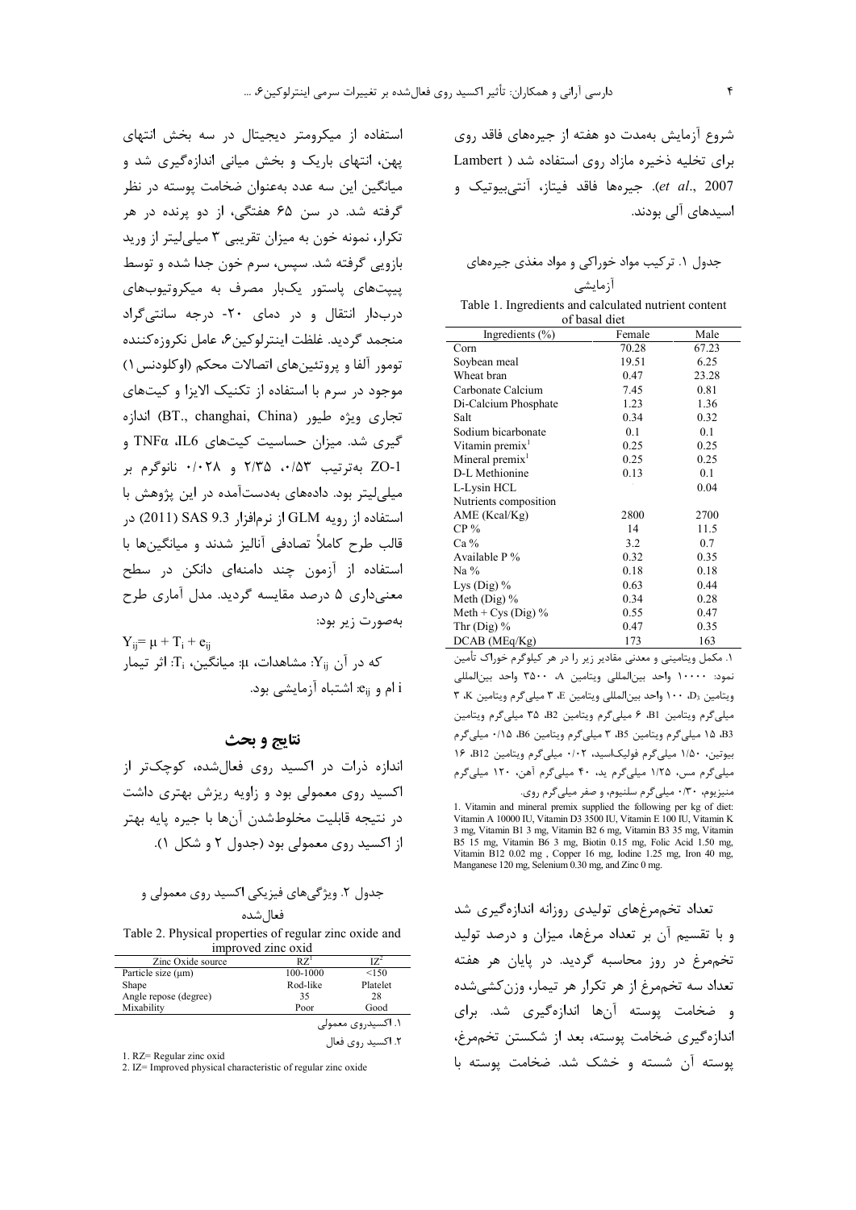شروع آزمایش به‌مدت دو هفته از جیره‌های فاقد روی برای تخلیه ذخیره مازاد روی استفاده شد (Lambert *et al.*, 2007). جیره‌ها فاقد فیتاز، آنتی‌بیوتیک و اسیدهای آلی بودند.

جدول ۱. ترکیب مواد خوراکی و مواد مغذی جیره‌های آزمایشی

Table 1. Ingredients and calculated nutrient content of basal diet

| Ingredients (%) | Female | Male |
|---|---|---|
| Corn | 70.28 | 67.23 |
| Soybean meal | 19.51 | 6.25 |
| Wheat bran | 0.47 | 23.28 |
| Carbonate Calcium | 7.45 | 0.81 |
| Di-Calcium Phosphate | 1.23 | 1.36 |
| Salt | 0.34 | 0.32 |
| Sodium bicarbonate | 0.1 | 0.1 |
| Vitamin premix[1] | 0.25 | 0.25 |
| Mineral premix[1] | 0.25 | 0.25 |
| D-L Methionine | 0.13 | 0.1 |
| L-Lysin HCL | | 0.04 |
| Nutrients composition | | |
| AME (Kcal/Kg) | 2800 | 2700 |
| CP % | 14 | 11.5 |
| Ca % | 3.2 | 0.7 |
| Available P % | 0.32 | 0.35 |
| Na % | 0.18 | 0.18 |
| Lys (Dig) % | 0.63 | 0.44 |
| Meth (Dig) % | 0.34 | 0.28 |
| Meth + Cys (Dig) % | 0.55 | 0.47 |
| Thr (Dig) % | 0.47 | 0.35 |
| DCAB (MEq/Kg) | 173 | 163 |

۱. مکمل ویتامینی و معدنی مقادیر زیر را در هر کیلوگرم خوراک تأمین نمود: ۱۰۰۰۰ واحد بین‌المللی ویتامین A، ۳۵۰۰ واحد بین‌المللی ویتامین $D_3$، ۱۰۰ واحد بین‌المللی ویتامین E، ۳ میلی‌گرم ویتامین K، ۳ میلی‌گرم ویتامین B1، ۶ میلی‌گرم ویتامین B2، ۳۵ میلی‌گرم ویتامین B3، ۱۵ میلی‌گرم ویتامین B5، ۳ میلی‌گرم ویتامین B6، ۰/۱۵ میلی‌گرم بیوتین، ۱/۵۰ میلی‌گرم فولیک‌اسید، ۰/۰۲ میلی‌گرم ویتامین B12، ۱۶ میلی‌گرم مس، ۱/۲۵ میلی‌گرم ید، ۴۰ میلی‌گرم آهن، ۱۲۰ میلی‌گرم منیزیوم، ۰/۳۰ میلی‌گرم سلنیوم، و صفر میلی‌گرم روی.

1. Vitamin and mineral premix supplied the following per kg of diet: Vitamin A 10000 IU, Vitamin D3 3500 IU, Vitamin E 100 IU, Vitamin K 3 mg, Vitamin B1 3 mg, Vitamin B2 6 mg, Vitamin B3 35 mg, Vitamin B5 15 mg, Vitamin B6 3 mg, Biotin 0.15 mg, Folic Acid 1.50 mg, Vitamin B12 0.02 mg , Copper 16 mg, Iodine 1.25 mg, Iron 40 mg, Manganese 120 mg, Selenium 0.30 mg, and Zinc 0 mg.

تعداد تخم‌مرغ‌های تولیدی روزانه اندازه‌گیری شد و با تقسیم آن بر تعداد مرغ‌ها، میزان و درصد تولید تخم‌مرغ در روز محاسبه گردید. در پایان هر هفته تعداد سه تخم‌مرغ از هر تکرار هر تیمار، وزن‌کشی‌شده و ضخامت پوسته آن‌ها اندازه‌گیری شد. برای اندازه‌گیری ضخامت پوسته، بعد از شکستن تخم‌مرغ، پوسته آن شسته و خشک شد. ضخامت پوسته با استفاده از میکرومتر دیجیتال در سه بخش انتهای پهن، انتهای باریک و بخش میانی اندازه‌گیری شد و میانگین این سه عدد به‌عنوان ضخامت پوسته در نظر گرفته شد. در سن ۶۵ هفتگی، از دو پرنده در هر تکرار، نمونه خون به میزان تقریبی ۳ میلی‌لیتر از ورید بازویی گرفته شد. سپس، سرم خون جدا شده و توسط پیپت‌های پاستور یک‌بار مصرف به میکروتیوب‌های دربدار انتقال و در دمای ۲۰- درجه سانتی‌گراد منجمد گردید. غلظت اینترلوکین۶، عامل نکروزه‌کننده تومور آلفا و پروتئین‌های اتصالات محکم (اوکلودنس۱) موجود در سرم با استفاده از تکنیک الایزا و کیت‌های تجاری ویژه طیور (BT., changhai, China) اندازه گیری شد. میزان حساسیت کیت‌های IL6، TNFα و ZO-1 به‌ترتیب ۰/۵۳، ۲/۳۵ و ۰/۰۲۸ نانوگرم بر میلی‌لیتر بود. داده‌های به‌دست‌آمده در این پژوهش با استفاده از رویه GLM از نرم‌افزار SAS 9.3 (2011) در قالب طرح کاملاً تصادفی آنالیز شدند و میانگین‌ها با استفاده از آزمون چند دامنه‌ای دانکن در سطح معنی‌داری ۵ درصد مقایسه گردید. مدل آماری طرح به‌صورت زیر بود:

$$Y_{ij} = \mu + T_i + e_{ij}$$

که در آن $Y_{ij}$: مشاهدات، $\mu$: میانگین، $T_i$: اثر تیمار i ام و $e_{ij}$: اشتباه آزمایشی بود.

## نتایج و بحث

اندازه ذرات در اکسید روی فعال‌شده، کوچک‌تر از اکسید روی معمولی بود و زاویه ریزش بهتری داشت در نتیجه قابلیت مخلوط‌شدن آن‌ها با جیره پایه بهتر از اکسید روی معمولی بود (جدول ۲ و شکل ۱).

جدول ۲. ویژگی‌های فیزیکی اکسید روی معمولی و فعال‌شده

Table 2. Physical properties of regular zinc oxide and improved zinc oxid

| Zinc Oxide source | RZ[1] | IZ[2] |
|---|---|---|
| Particle size (µm) | 100-1000 | <150 |
| Shape | Rod-like | Platelet |
| Angle repose (degree) | 35 | 28 |
| Mixability | Poor | Good |

۱. اکسیدروی معمولی

۲. اکسید روی فعال

1. RZ= Regular zinc oxid

2. IZ= Improved physical characteristic of regular zinc oxide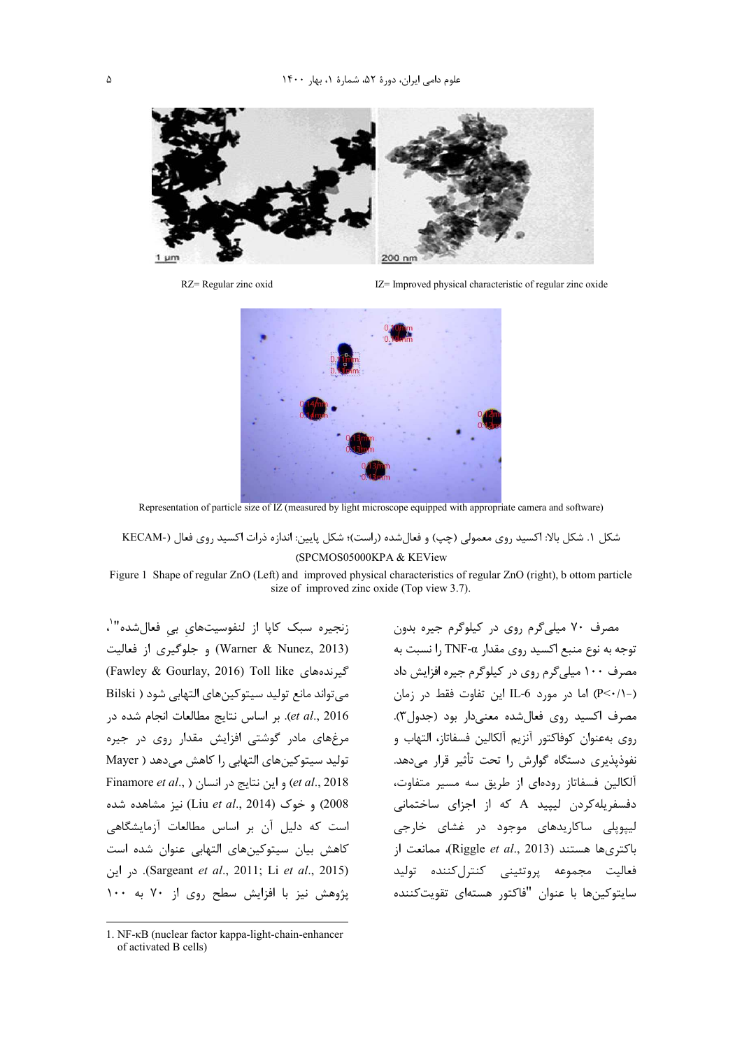RZ= Regular zinc oxid

IZ= Improved physical characteristic of regular zinc oxide

Representation of particle size of IZ (measured by light microscope equipped with appropriate camera and software)

شکل ۱. شکل بالا: اکسید روی معمولی (چپ) و فعال‌شده (راست)؛ شکل پایین: اندازه ذرات اکسید روی فعال (KECAM-SPCMOS05000KPA & KEView)

Figure 1 Shape of regular ZnO (Left) and improved physical characteristics of regular ZnO (right), b ottom particle size of improved zinc oxide (Top view 3.7).

مصرف ۷۰ میلی‌گرم روی در کیلوگرم جیره بدون توجه به نوع منبع اکسید روی مقدار TNF-α را نسبت به مصرف ۱۰۰ میلی‌گرم روی در کیلوگرم جیره افزایش داد (P<۰/۱-) اما در مورد IL-6 این تفاوت فقط در زمان مصرف اکسید روی فعال‌شده معنی‌دار بود (جدول۳). روی به‌عنوان کوفاکتور آنزیم آلکالین فسفاتاز، التهاب و نفوذپذیری دستگاه گوارش را تحت تأثیر قرار می‌دهد. آلکالین فسفاتاز روده‌ای از طریق سه مسیر متفاوت، دفسفریله‌کردن لیپید A که از اجزای ساختمانی لیپوپلی ساکاریدهای موجود در غشای خارجی باکتری‌ها هستند (Riggle *et al*., 2013)، ممانعت از فعالیت مجموعه پروتئینی کنترل‌کننده تولید سایتوکین‌ها با عنوان "فاکتور هسته‌ای تقویت‌کننده زنجیره سبک کاپا از لنفوسیت‌های بی فعال‌شده"[1]، (Warner & Nunez, 2013) و جلوگیری از فعالیت گیرنده‌های Toll like (Fawley & Gourlay, 2016) می‌تواند مانع تولید سیتوکین‌های التهابی شود (Bilski *et al*., 2016). بر اساس نتایج مطالعات انجام شده در مرغ‌های مادر گوشتی افزایش مقدار روی در جیره تولید سیتوکین‌های التهابی را کاهش می‌دهد (Mayer *et al*., 2018) و این نتایج در انسان (Finamore *et al*., 2008) و خوک (Liu *et al*., 2014) نیز مشاهده شده است که دلیل آن بر اساس مطالعات آزمایشگاهی کاهش بیان سیتوکین‌های التهابی عنوان شده است (Sargeant *et al*., 2011; Li *et al*., 2015). در این پژوهش نیز با افزایش سطح روی از ۷۰ به ۱۰۰

1. NF-κB (nuclear factor kappa-light-chain-enhancer of activated B cells)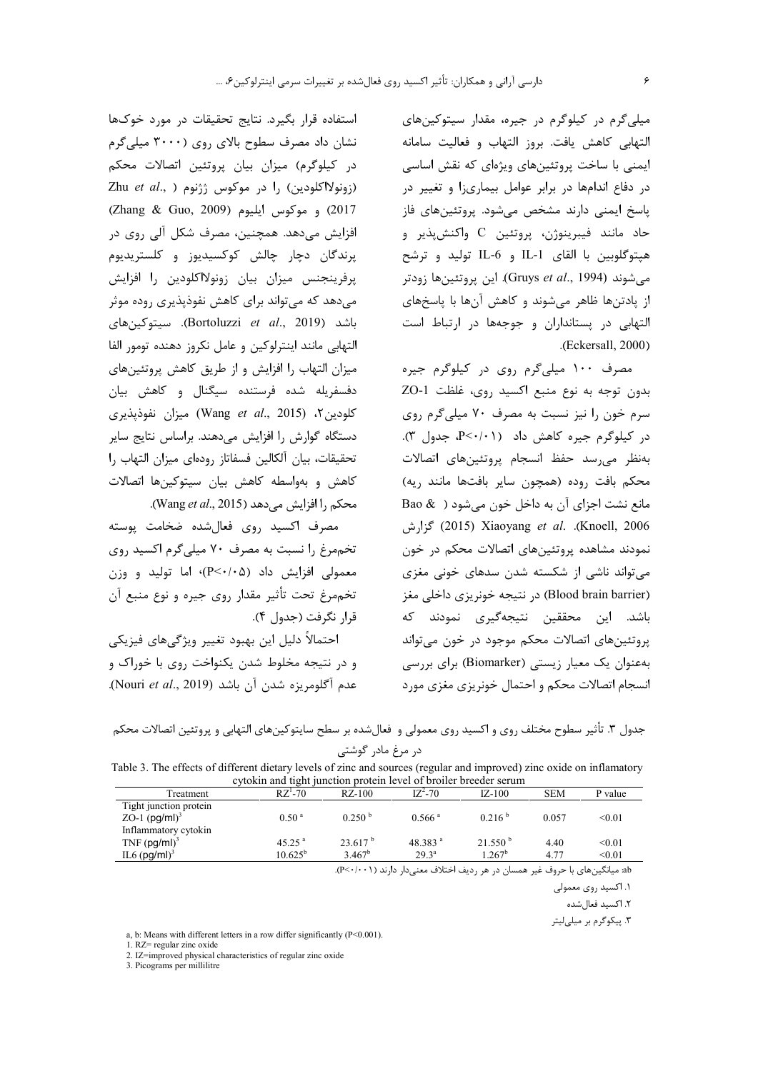میلی‌گرم در کیلوگرم در جیره، مقدار سیتوکین‌های التهابی کاهش یافت. بروز التهاب و فعالیت سامانه ایمنی با ساخت پروتئین‌های ویژه‌ای که نقش اساسی در دفاع اندام‌ها در برابر عوامل بیماری‌زا و تغییر در پاسخ ایمنی دارند مشخص می‌شود. پروتئین‌های فاز حاد مانند فیبرینوژن، پروتئین C واکنش‌پذیر و هپتوگلوبین با القای IL-1 و IL-6 تولید و ترشح می‌شوند (Gruys *et al*., 1994). این پروتئین‌ها زودتر از پادتن‌ها ظاهر می‌شوند و کاهش آن‌ها با پاسخ‌های التهابی در پستانداران و جوجه‌ها در ارتباط است (Eckersall, 2000).

مصرف ۱۰۰ میلی‌گرم روی در کیلوگرم جیره بدون توجه به نوع منبع اکسید روی، غلظت ZO-1 سرم خون را نیز نسبت به مصرف ۷۰ میلی‌گرم روی در کیلوگرم جیره کاهش داد (P<۰/۰۱، جدول ۳). به‌نظر می‌رسد حفظ انسجام پروتئین‌های اتصالات محکم بافت روده (همچون سایر بافت‌ها مانند ریه) مانع نشت اجزای آن به داخل خون می‌شود ( Bao & Knoell, 2006). Xiaoyang *et al*. (2015) گزارش نمودند مشاهده پروتئین‌های اتصالات محکم در خون می‌تواند ناشی از شکسته شدن سدهای خونی مغزی (Blood brain barrier) در نتیجه خونریزی داخلی مغز باشد. این محققین نتیجه‌گیری نمودند که پروتئین‌های اتصالات محکم موجود در خون می‌تواند به‌عنوان یک معیار زیستی (Biomarker) برای بررسی انسجام اتصالات محکم و احتمال خونریزی مغزی مورد استفاده قرار بگیرد. نتایج تحقیقات در مورد خوک‌ها نشان داد مصرف سطوح بالای روی (۳۰۰۰ میلی‌گرم در کیلوگرم) میزان بیان پروتئین اتصالات محکم (زونولاکلودین) را در موکوس ژژنوم ( Zhu *et al*., 2017) و موکوس ایلیوم (Zhang & Guo, 2009) افزایش می‌دهد. همچنین، مصرف شکل آلی روی در پرندگان دچار چالش کوکسیدیوز و کلستریدیوم پرفرینجنس میزان بیان زونولاکلودین را افزایش می‌دهد که می‌تواند برای کاهش نفوذپذیری روده موثر باشد (Bortoluzzi *et al*., 2019). سیتوکین‌های التهابی مانند اینترلوکین و عامل نکروز دهنده تومور الفا میزان التهاب را افزایش و از طریق کاهش پروتئین‌های دفسفریله شده فرستنده سیگنال و کاهش بیان کلودین۲، (Wang *et al*., 2015) میزان نفوذپذیری دستگاه گوارش را افزایش می‌دهند. براساس نتایج سایر تحقیقات، بیان آلکالین فسفاتاز روده‌ای میزان التهاب را کاهش و به‌واسطه کاهش بیان سیتوکین‌ها اتصالات محکم را افزایش می‌دهد (Wang *et al*., 2015).

مصرف اکسید روی فعال‌شده ضخامت پوسته تخم‌مرغ را نسبت به مصرف ۷۰ میلی‌گرم اکسید روی معمولی افزایش داد (P<۰/۰۵)، اما تولید و وزن تخم‌مرغ تحت تأثیر مقدار روی جیره و نوع منبع آن قرار نگرفت (جدول ۴).

احتمالاً دلیل این بهبود تغییر ویژگی‌های فیزیکی و در نتیجه مخلوط شدن یکنواخت روی با خوراک و عدم آگلومریزه شدن آن باشد (Nouri *et al*., 2019).

جدول ۳. تأثیر سطوح مختلف روی و اکسید روی معمولی و فعال‌شده بر سطح سایتوکین‌های التهابی و پروتئین اتصالات محکم در مرغ مادر گوشتی

Table 3. The effects of different dietary levels of zinc and sources (regular and improved) zinc oxide on inflamatory cytokin and tight junction protein level of broiler breeder serum

| Treatment | RZ[1]-70 | RZ-100 | IZ[2]-70 | IZ-100 | SEM | P value |
|---|---|---|---|---|---|---|
| Tight junction protein | | | | | | |
| ZO-1 (pg/ml)[3] | 0.50 [a] | 0.250 [b] | 0.566 [a] | 0.216 [b] | 0.057 | <0.01 |
| Inflammatory cytokin | | | | | | |
| TNF (pg/ml)[3] | 45.25 [a] | 23.617 [b] | 48.383 [a] | 21.550 [b] | 4.40 | <0.01 |
| IL6 (pg/ml)[3] | 10.625[b] | 3.467[b] | 29.3[a] | 1.267[b] | 4.77 | <0.01 |

ab: میانگین‌های با حروف غیر همسان در هر ردیف اختلاف معنی‌دار دارند (P<۰/۰۰۱).

۱. اکسید روی معمولی

۲. اکسید فعال‌شده

۳. پیکوگرم بر میلی‌لیتر

a, b: Means with different letters in a row differ significantly (P<0.001).

1. RZ= regular zinc oxide

2. IZ=improved physical characteristics of regular zinc oxide

3. Picograms per millilitre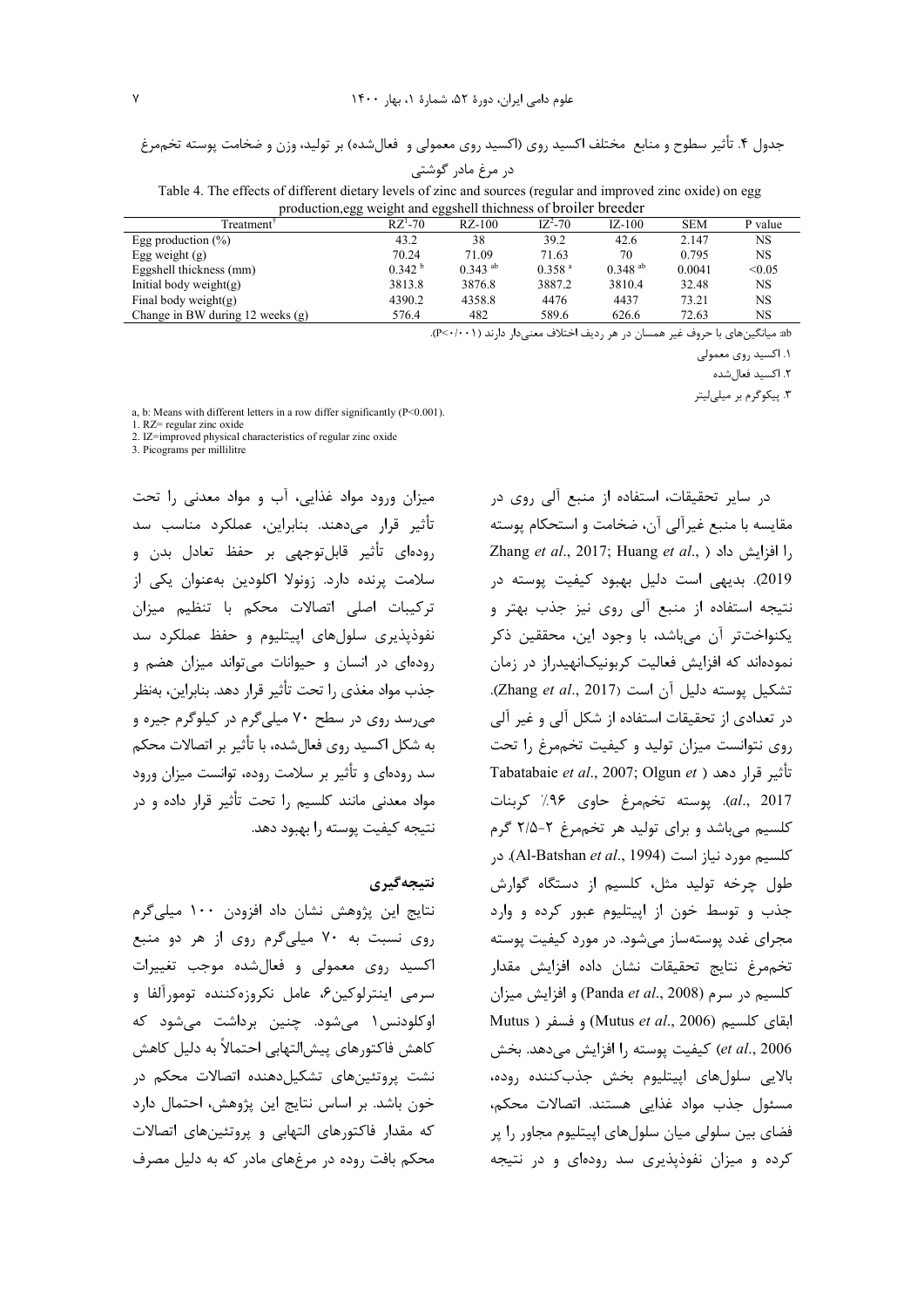جدول ۴. تأثیر سطوح و منابع مختلف اکسید روی (اکسید روی معمولی و فعال‌شده) بر تولید، وزن و ضخامت پوسته تخم‌مرغ در مرغ مادر گوشتی

Table 4. The effects of different dietary levels of zinc and sources (regular and improved zinc oxide) on egg production,egg weight and eggshell thichness of broiler breeder

| Treatment[†] | RZ[1]-70 | RZ-100 | IZ[2]-70 | IZ-100 | SEM | P value |
|---|---|---|---|---|---|---|
| Egg production (%) | 43.2 | 38 | 39.2 | 42.6 | 2.147 | NS |
| Egg weight (g) | 70.24 | 71.09 | 71.63 | 70 | 0.795 | NS |
| Eggshell thickness (mm) | 0.342 [b] | 0.343 [ab] | 0.358 [a] | 0.348 [ab] | 0.0041 | <0.05 |
| Initial body weight(g) | 3813.8 | 3876.8 | 3887.2 | 3810.4 | 32.48 | NS |
| Final body weight(g) | 4390.2 | 4358.8 | 4476 | 4437 | 73.21 | NS |
| Change in BW during 12 weeks (g) | 576.4 | 482 | 589.6 | 626.6 | 72.63 | NS |

ab: میانگین‌های با حروف غیر همسان در هر ردیف اختلاف معنی‌دار دارند (P<۰/۰۰۱).

۱. اکسید روی معمولی

۲. اکسید فعال‌شده

۳. پیکوگرم بر میلی‌لیتر

a, b: Means with different letters in a row differ significantly (P<0.001).

1. RZ= regular zinc oxide

2. IZ=improved physical characteristics of regular zinc oxide

3. Picograms per millilitre

در سایر تحقیقات، استفاده از منبع آلی روی در مقایسه با منبع غیرآلی آن، ضخامت و استحکام پوسته را افزایش داد (Zhang *et al*., 2017; Huang *et al*., 2019). بدیهی است دلیل بهبود کیفیت پوسته در نتیجه استفاده از منبع آلی روی نیز جذب بهتر و یکنواخت‌تر آن می‌باشد، با وجود این، محققین ذکر نموده‌اند که افزایش فعالیت کربونیک‌انهیدراز در زمان تشکیل پوسته دلیل آن است (Zhang *et al*., 2017). در تعدادی از تحقیقات استفاده از شکل آلی و غیر آلی روی نتوانست میزان تولید و کیفیت تخم‌مرغ را تحت تأثیر قرار دهد (Tabatabaie *et al*., 2007; Olgun *et al*., 2017). پوسته تخم‌مرغ حاوی ۹۶٪ کربنات کلسیم می‌باشد و برای تولید هر تخم‌مرغ ۲-۲/۵ گرم کلسیم مورد نیاز است (Al-Batshan *et al*., 1994). در طول چرخه تولید مثل، کلسیم از دستگاه گوارش جذب و توسط خون از اپیتلیوم عبور کرده و وارد مجرای غدد پوسته‌ساز می‌شود. در مورد کیفیت پوسته تخم‌مرغ نتایج تحقیقات نشان داده افزایش مقدار کلسیم در سرم (Panda *et al*., 2008) و افزایش میزان ابقای کلسیم (Mutus *et al*., 2006) و فسفر (Mutus *et al*., 2006) کیفیت پوسته را افزایش می‌دهد. بخش بالایی سلول‌های اپیتلیوم بخش جذب‌کننده روده، مسئول جذب مواد غذایی هستند. اتصالات محکم، فضای بین سلولی میان سلول‌های اپیتلیوم مجاور را پر کرده و میزان نفوذپذیری سد روده‌ای و در نتیجه میزان ورود مواد غذایی، آب و مواد معدنی را تحت تأثیر قرار می‌دهند. بنابراین، عملکرد مناسب سد روده‌ای تأثیر قابل‌توجهی بر حفظ تعادل بدن و سلامت پرنده دارد. زونولا اکلودین به‌عنوان یکی از ترکیبات اصلی اتصالات محکم با تنظیم میزان نفوذپذیری سلول‌های اپیتلیوم و حفظ عملکرد سد روده‌ای در انسان و حیوانات می‌تواند میزان هضم و جذب مواد مغذی را تحت تأثیر قرار دهد. بنابراین، به‌نظر می‌رسد روی در سطح ۷۰ میلی‌گرم در کیلوگرم جیره و به شکل اکسید روی فعال‌شده، با تأثیر بر اتصالات محکم سد روده‌ای و تأثیر بر سلامت روده، توانست میزان ورود مواد معدنی مانند کلسیم را تحت تأثیر قرار داده و در نتیجه کیفیت پوسته را بهبود دهد.

## نتیجه‌گیری

نتایج این پژوهش نشان داد افزودن ۱۰۰ میلی‌گرم روی نسبت به ۷۰ میلی‌گرم روی از هر دو منبع اکسید روی معمولی و فعال‌شده موجب تغییرات سرمی اینترلوکین۶، عامل نکروزه‌کننده تومورآلفا و اوکلودنس۱ می‌شود. چنین برداشت می‌شود که کاهش فاکتورهای پیش‌التهابی احتمالاً به دلیل کاهش نشت پروتئین‌های تشکیل‌دهنده اتصالات محکم در خون باشد. بر اساس نتایج این پژوهش، احتمال دارد که مقدار فاکتورهای التهابی و پروتئین‌های اتصالات محکم بافت روده در مرغ‌های مادر که به دلیل مصرف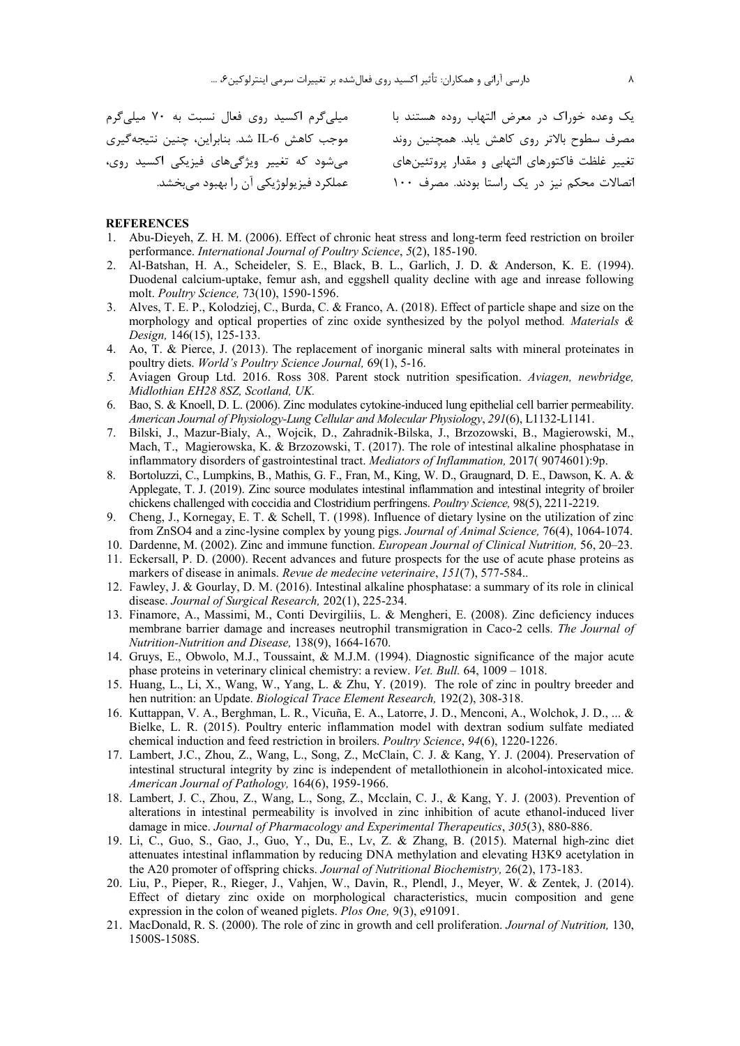یک وعده خوراک در معرض التهاب روده هستند با مصرف سطوح بالاتر روی کاهش یابد. همچنین روند تغییر غلظت فاکتورهای التهابی و مقدار پروتئین‌های اتصالات محکم نیز در یک راستا بودند. مصرف ۱۰۰ میلی‌گرم اکسید روی فعال نسبت به ۷۰ میلی‌گرم موجب کاهش IL-6 شد. بنابراین، چنین نتیجه‌گیری می‌شود که تغییر ویژگی‌های فیزیکی اکسید روی، عملکرد فیزیولوژیکی آن را بهبود می‌بخشد.

## REFERENCES

1. Abu-Dieyeh, Z. H. M. (2006). Effect of chronic heat stress and long-term feed restriction on broiler performance. *International Journal of Poultry Science*, *5*(2), 185-190.
2. Al-Batshan, H. A., Scheideler, S. E., Black, B. L., Garlich, J. D. & Anderson, K. E. (1994). Duodenal calcium-uptake, femur ash, and eggshell quality decline with age and inrease following molt. *Poultry Science,* 73(10), 1590-1596.
3. Alves, T. E. P., Kolodziej, C., Burda, C. & Franco, A. (2018). Effect of particle shape and size on the morphology and optical properties of zinc oxide synthesized by the polyol method*. Materials & Design,* 146(15), 125-133.
4. Ao, T. & Pierce, J. (2013). The replacement of inorganic mineral salts with mineral proteinates in poultry diets. *World's Poultry Science Journal,* 69(1), 5-16.
5. Aviagen Group Ltd. 2016. Ross 308. Parent stock nutrition spesification. *Aviagen, newbridge, Midlothian EH28 8SZ, Scotland, UK.*
6. Bao, S. & Knoell, D. L. (2006). Zinc modulates cytokine-induced lung epithelial cell barrier permeability. *American Journal of Physiology-Lung Cellular and Molecular Physiology*, *291*(6), L1132-L1141.
7. Bilski, J., Mazur-Bialy, A., Wojcik, D., Zahradnik-Bilska, J., Brzozowski, B., Magierowski, M., Mach, T., Magierowska, K. & Brzozowski, T. (2017). The role of intestinal alkaline phosphatase in inflammatory disorders of gastrointestinal tract. *Mediators of Inflammation,* 2017( 9074601):9p.
8. Bortoluzzi, C., Lumpkins, B., Mathis, G. F., Fran, M., King, W. D., Graugnard, D. E., Dawson, K. A. & Applegate, T. J. (2019). Zinc source modulates intestinal inflammation and intestinal integrity of broiler chickens challenged with coccidia and Clostridium perfringens. *Poultry Science,* 98(5), 2211-2219.
9. Cheng, J., Kornegay, E. T. & Schell, T. (1998). Influence of dietary lysine on the utilization of zinc from ZnSO4 and a zinc-lysine complex by young pigs. *Journal of Animal Science,* 76(4), 1064-1074.
10. Dardenne, M. (2002). Zinc and immune function. *European Journal of Clinical Nutrition,* 56, 20–23.
11. Eckersall, P. D. (2000). Recent advances and future prospects for the use of acute phase proteins as markers of disease in animals. *Revue de medecine veterinaire*, *151*(7), 577-584..
12. Fawley, J. & Gourlay, D. M. (2016). Intestinal alkaline phosphatase: a summary of its role in clinical disease. *Journal of Surgical Research,* 202(1), 225-234.
13. Finamore, A., Massimi, M., Conti Devirgiliis, L. & Mengheri, E. (2008). Zinc deficiency induces membrane barrier damage and increases neutrophil transmigration in Caco-2 cells. *The Journal of Nutrition-Nutrition and Disease,* 138(9), 1664-1670.
14. Gruys, E., Obwolo, M.J., Toussaint, & M.J.M. (1994). Diagnostic significance of the major acute phase proteins in veterinary clinical chemistry: a review. *Vet. Bull.* 64, 1009 – 1018.
15. Huang, L., Li, X., Wang, W., Yang, L. & Zhu, Y. (2019). The role of zinc in poultry breeder and hen nutrition: an Update. *Biological Trace Element Research,* 192(2), 308-318.
16. Kuttappan, V. A., Berghman, L. R., Vicuña, E. A., Latorre, J. D., Menconi, A., Wolchok, J. D., ... & Bielke, L. R. (2015). Poultry enteric inflammation model with dextran sodium sulfate mediated chemical induction and feed restriction in broilers. *Poultry Science*, *94*(6), 1220-1226.
17. Lambert, J.C., Zhou, Z., Wang, L., Song, Z., McClain, C. J. & Kang, Y. J. (2004). Preservation of intestinal structural integrity by zinc is independent of metallothionein in alcohol-intoxicated mice. *American Journal of Pathology,* 164(6), 1959-1966.
18. Lambert, J. C., Zhou, Z., Wang, L., Song, Z., Mcclain, C. J., & Kang, Y. J. (2003). Prevention of alterations in intestinal permeability is involved in zinc inhibition of acute ethanol-induced liver damage in mice. *Journal of Pharmacology and Experimental Therapeutics*, *305*(3), 880-886.
19. Li, C., Guo, S., Gao, J., Guo, Y., Du, E., Lv, Z. & Zhang, B. (2015). Maternal high-zinc diet attenuates intestinal inflammation by reducing DNA methylation and elevating H3K9 acetylation in the A20 promoter of offspring chicks. *Journal of Nutritional Biochemistry,* 26(2), 173-183.
20. Liu, P., Pieper, R., Rieger, J., Vahjen, W., Davin, R., Plendl, J., Meyer, W. & Zentek, J. (2014). Effect of dietary zinc oxide on morphological characteristics, mucin composition and gene expression in the colon of weaned piglets. *Plos One,* 9(3), e91091.
21. MacDonald, R. S. (2000). The role of zinc in growth and cell proliferation. *Journal of Nutrition,* 130, 1500S-1508S.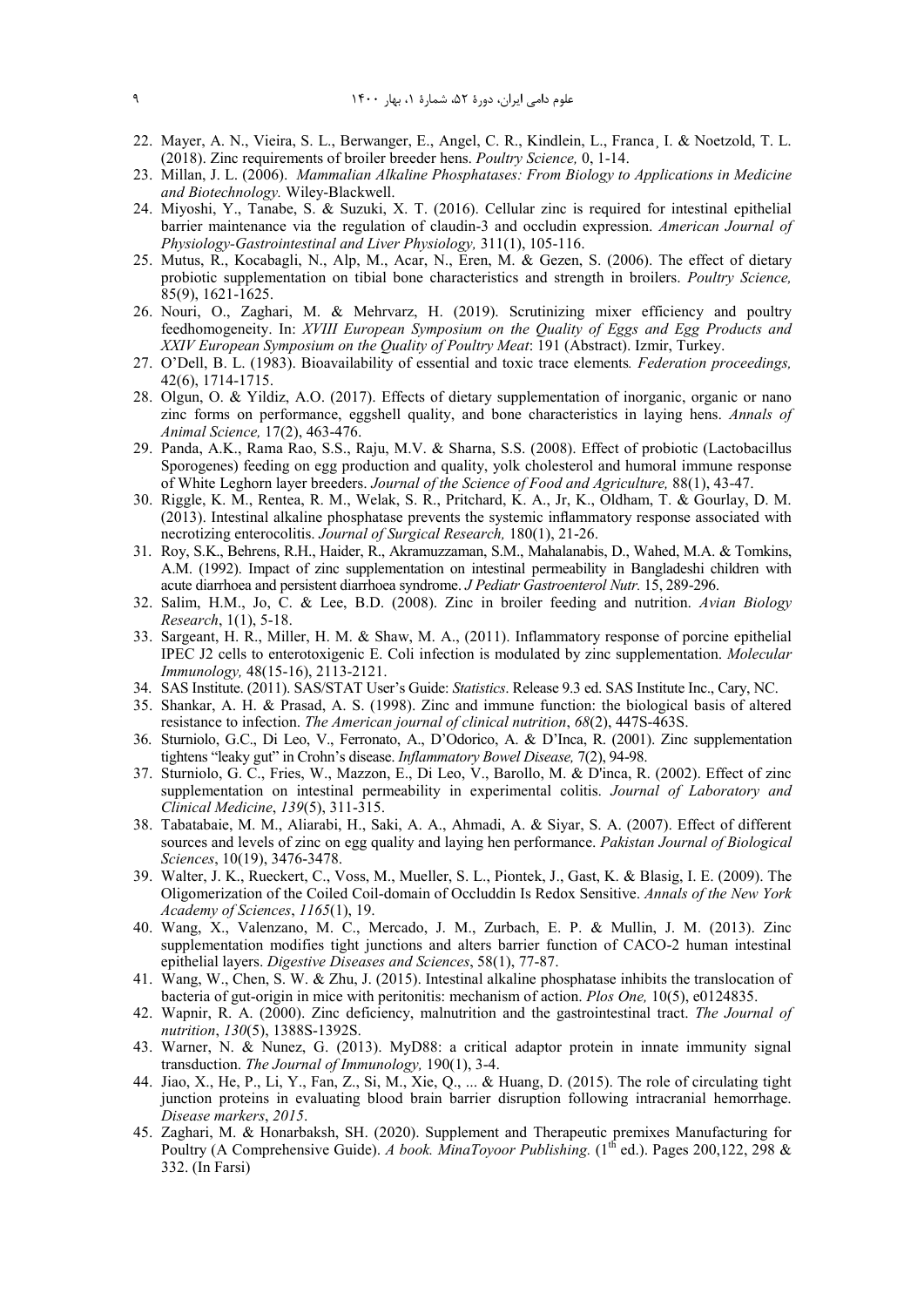22. Mayer, A. N., Vieira, S. L., Berwanger, E., Angel, C. R., Kindlein, L., Franca¸ I. & Noetzold, T. L. (2018). Zinc requirements of broiler breeder hens. *Poultry Science,* 0, 1-14.
23. Millan, J. L. (2006). *Mammalian Alkaline Phosphatases: From Biology to Applications in Medicine and Biotechnology.* Wiley-Blackwell.
24. Miyoshi, Y., Tanabe, S. & Suzuki, X. T. (2016). Cellular zinc is required for intestinal epithelial barrier maintenance via the regulation of claudin-3 and occludin expression. *American Journal of Physiology-Gastrointestinal and Liver Physiology,* 311(1), 105-116.
25. Mutus, R., Kocabagli, N., Alp, M., Acar, N., Eren, M. & Gezen, S. (2006). The effect of dietary probiotic supplementation on tibial bone characteristics and strength in broilers. *Poultry Science,* 85(9), 1621-1625.
26. Nouri, O., Zaghari, M. & Mehrvarz, H. (2019). Scrutinizing mixer efficiency and poultry feedhomogeneity. In: *XVIII European Symposium on the Quality of Eggs and Egg Products and XXIV European Symposium on the Quality of Poultry Meat*: 191 (Abstract). Izmir, Turkey.
27. O'Dell, B. L. (1983). Bioavailability of essential and toxic trace elements*. Federation proceedings,* 42(6), 1714-1715.
28. Olgun, O. & Yildiz, A.O. (2017). Effects of dietary supplementation of inorganic, organic or nano zinc forms on performance, eggshell quality, and bone characteristics in laying hens. *Annals of Animal Science,* 17(2), 463-476.
29. Panda, A.K., Rama Rao, S.S., Raju, M.V. & Sharna, S.S. (2008). Effect of probiotic (Lactobacillus Sporogenes) feeding on egg production and quality, yolk cholesterol and humoral immune response of White Leghorn layer breeders. *Journal of the Science of Food and Agriculture,* 88(1), 43-47.
30. Riggle, K. M., Rentea, R. M., Welak, S. R., Pritchard, K. A., Jr, K., Oldham, T. & Gourlay, D. M. (2013). Intestinal alkaline phosphatase prevents the systemic inflammatory response associated with necrotizing enterocolitis. *Journal of Surgical Research,* 180(1), 21-26.
31. Roy, S.K., Behrens, R.H., Haider, R., Akramuzzaman, S.M., Mahalanabis, D., Wahed, M.A. & Tomkins, A.M. (1992). Impact of zinc supplementation on intestinal permeability in Bangladeshi children with acute diarrhoea and persistent diarrhoea syndrome. *J Pediatr Gastroenterol Nutr.* 15, 289-296.
32. Salim, H.M., Jo, C. & Lee, B.D. (2008). Zinc in broiler feeding and nutrition. *Avian Biology Research*, 1(1), 5-18.
33. Sargeant, H. R., Miller, H. M. & Shaw, M. A., (2011). Inflammatory response of porcine epithelial IPEC J2 cells to enterotoxigenic E. Coli infection is modulated by zinc supplementation. *Molecular Immunology,* 48(15-16), 2113-2121.
34. SAS Institute. (2011). SAS/STAT User's Guide: *Statistics*. Release 9.3 ed. SAS Institute Inc., Cary, NC.
35. Shankar, A. H. & Prasad, A. S. (1998). Zinc and immune function: the biological basis of altered resistance to infection. *The American journal of clinical nutrition*, *68*(2), 447S-463S.
36. Sturniolo, G.C., Di Leo, V., Ferronato, A., D'Odorico, A. & D'Inca, R. (2001). Zinc supplementation tightens "leaky gut" in Crohn's disease. *Inflammatory Bowel Disease,* 7(2), 94-98.
37. Sturniolo, G. C., Fries, W., Mazzon, E., Di Leo, V., Barollo, M. & D'inca, R. (2002). Effect of zinc supplementation on intestinal permeability in experimental colitis. *Journal of Laboratory and Clinical Medicine*, *139*(5), 311-315.
38. Tabatabaie, M. M., Aliarabi, H., Saki, A. A., Ahmadi, A. & Siyar, S. A. (2007). Effect of different sources and levels of zinc on egg quality and laying hen performance. *Pakistan Journal of Biological Sciences*, 10(19), 3476-3478.
39. Walter, J. K., Rueckert, C., Voss, M., Mueller, S. L., Piontek, J., Gast, K. & Blasig, I. E. (2009). The Oligomerization of the Coiled Coil-domain of Occluddin Is Redox Sensitive. *Annals of the New York Academy of Sciences*, *1165*(1), 19.
40. Wang, X., Valenzano, M. C., Mercado, J. M., Zurbach, E. P. & Mullin, J. M. (2013). Zinc supplementation modifies tight junctions and alters barrier function of CACO-2 human intestinal epithelial layers. *Digestive Diseases and Sciences*, 58(1), 77-87.
41. Wang, W., Chen, S. W. & Zhu, J. (2015). Intestinal alkaline phosphatase inhibits the translocation of bacteria of gut-origin in mice with peritonitis: mechanism of action. *Plos One,* 10(5), e0124835.
42. Wapnir, R. A. (2000). Zinc deficiency, malnutrition and the gastrointestinal tract. *The Journal of nutrition*, *130*(5), 1388S-1392S.
43. Warner, N. & Nunez, G. (2013). MyD88: a critical adaptor protein in innate immunity signal transduction. *The Journal of Immunology,* 190(1), 3-4.
44. Jiao, X., He, P., Li, Y., Fan, Z., Si, M., Xie, Q., ... & Huang, D. (2015). The role of circulating tight junction proteins in evaluating blood brain barrier disruption following intracranial hemorrhage. *Disease markers*, *2015*.
45. Zaghari, M. & Honarbaksh, SH. (2020). Supplement and Therapeutic premixes Manufacturing for Poultry (A Comprehensive Guide). *A book. MinaToyoor Publishing.* (1th ed.). Pages 200,122, 298 & 332. (In Farsi)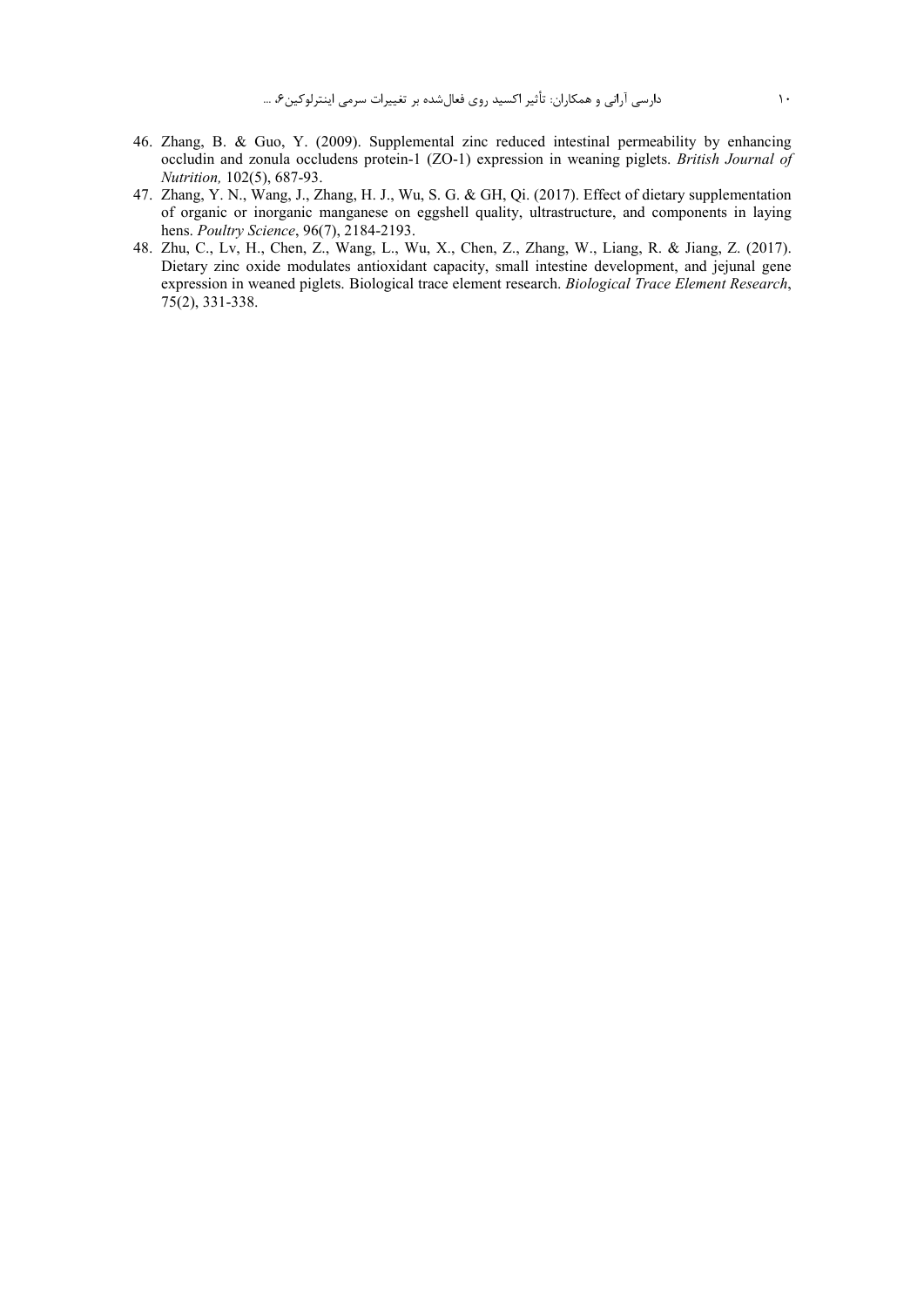46. Zhang, B. & Guo, Y. (2009). Supplemental zinc reduced intestinal permeability by enhancing occludin and zonula occludens protein-1 (ZO-1) expression in weaning piglets. *British Journal of Nutrition,* 102(5), 687-93.
47. Zhang, Y. N., Wang, J., Zhang, H. J., Wu, S. G. & GH, Qi. (2017). Effect of dietary supplementation of organic or inorganic manganese on eggshell quality, ultrastructure, and components in laying hens. *Poultry Science*, 96(7), 2184-2193.
48. Zhu, C., Lv, H., Chen, Z., Wang, L., Wu, X., Chen, Z., Zhang, W., Liang, R. & Jiang, Z. (2017). Dietary zinc oxide modulates antioxidant capacity, small intestine development, and jejunal gene expression in weaned piglets. Biological trace element research. *Biological Trace Element Research*, 75(2), 331-338.